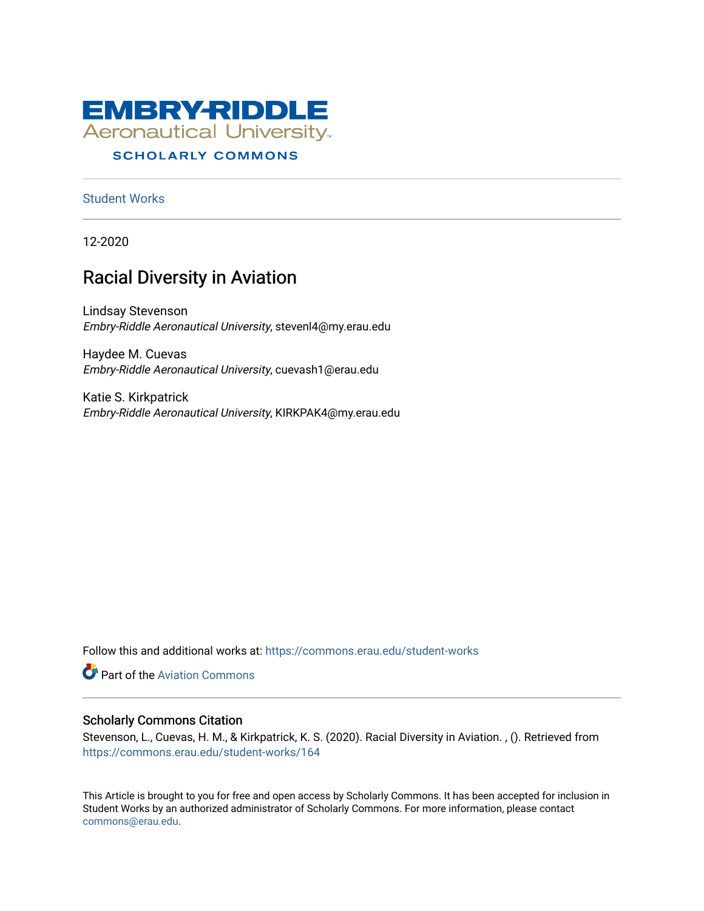# EMBRY-RIDDLE Aeronautical University

SCHOLARLY COMMONS

Student Works

12-2020

## Racial Diversity in Aviation

Lindsay Stevenson
*Embry-Riddle Aeronautical University*, stevenl4@my.erau.edu

Haydee M. Cuevas
*Embry-Riddle Aeronautical University*, cuevash1@erau.edu

Katie S. Kirkpatrick
*Embry-Riddle Aeronautical University*, KIRKPAK4@my.erau.edu

Follow this and additional works at: https://commons.erau.edu/student-works

Part of the Aviation Commons

### Scholarly Commons Citation

Stevenson, L., Cuevas, H. M., & Kirkpatrick, K. S. (2020). Racial Diversity in Aviation. , (). Retrieved from https://commons.erau.edu/student-works/164

This Article is brought to you for free and open access by Scholarly Commons. It has been accepted for inclusion in Student Works by an authorized administrator of Scholarly Commons. For more information, please contact commons@erau.edu.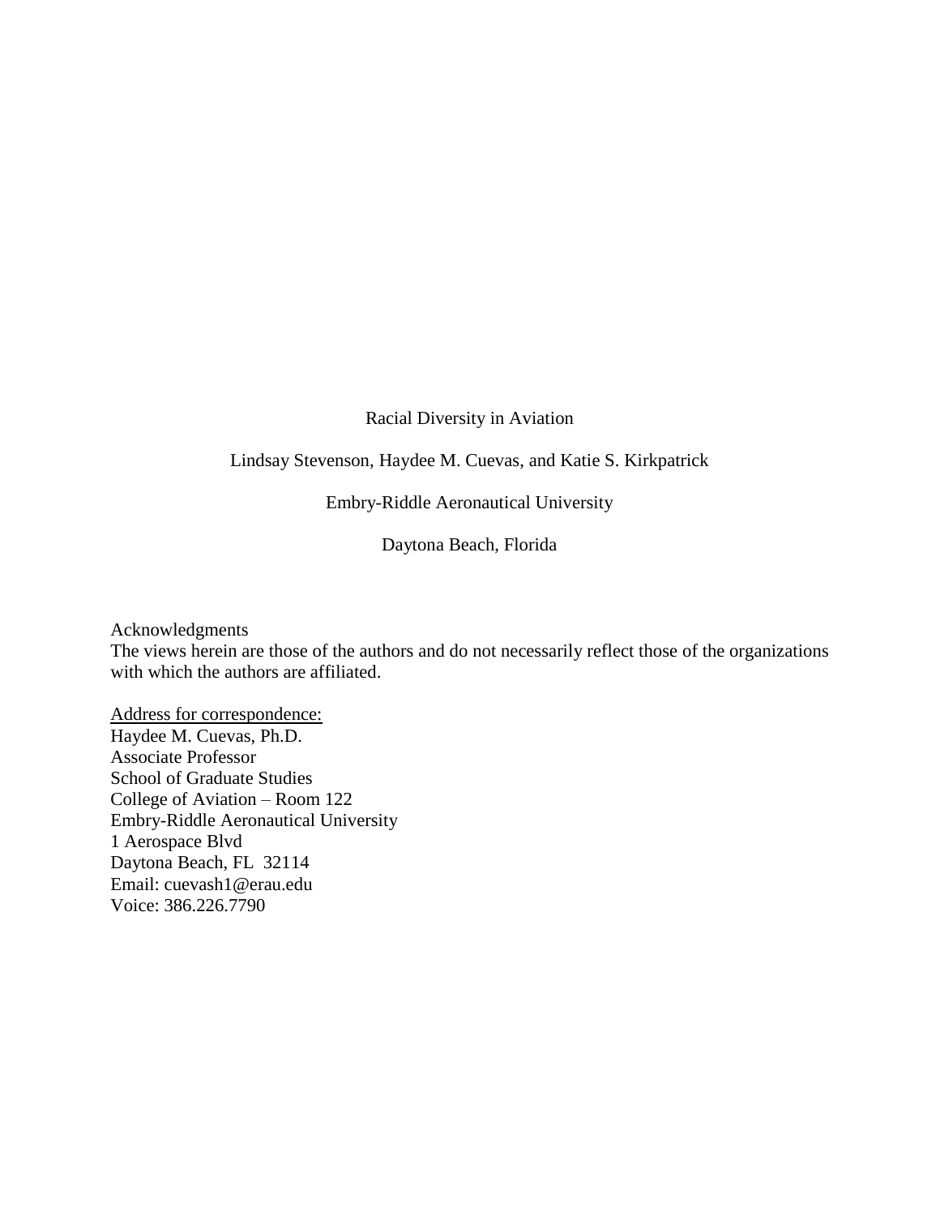# Racial Diversity in Aviation

Lindsay Stevenson, Haydee M. Cuevas, and Katie S. Kirkpatrick

Embry-Riddle Aeronautical University

Daytona Beach, Florida

Acknowledgments
The views herein are those of the authors and do not necessarily reflect those of the organizations with which the authors are affiliated.

Address for correspondence:
Haydee M. Cuevas, Ph.D.
Associate Professor
School of Graduate Studies
College of Aviation – Room 122
Embry-Riddle Aeronautical University
1 Aerospace Blvd
Daytona Beach, FL 32114
Email: cuevash1@erau.edu
Voice: 386.226.7790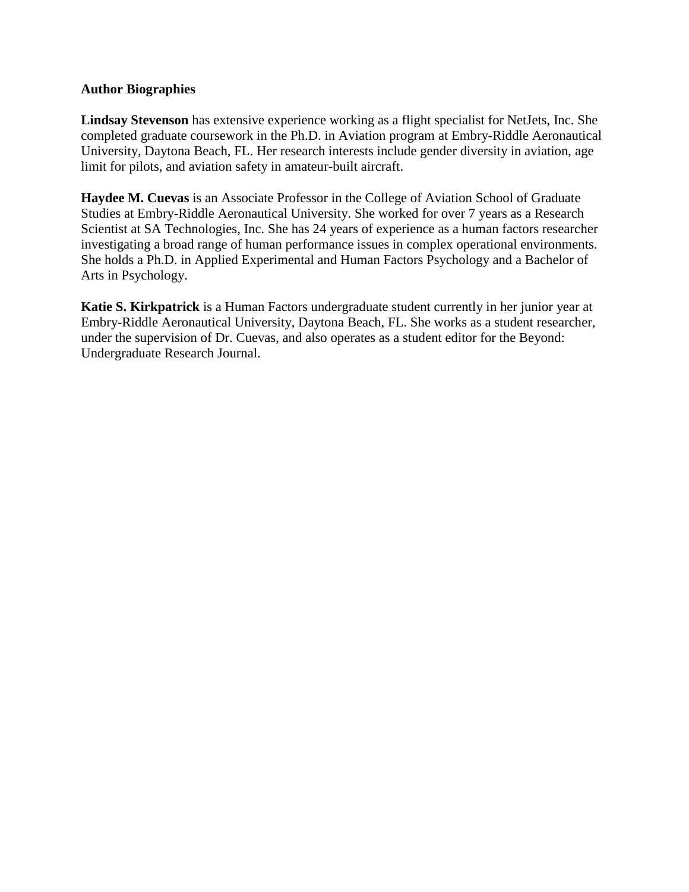## Author Biographies

**Lindsay Stevenson** has extensive experience working as a flight specialist for NetJets, Inc. She completed graduate coursework in the Ph.D. in Aviation program at Embry-Riddle Aeronautical University, Daytona Beach, FL. Her research interests include gender diversity in aviation, age limit for pilots, and aviation safety in amateur-built aircraft.

**Haydee M. Cuevas** is an Associate Professor in the College of Aviation School of Graduate Studies at Embry-Riddle Aeronautical University. She worked for over 7 years as a Research Scientist at SA Technologies, Inc. She has 24 years of experience as a human factors researcher investigating a broad range of human performance issues in complex operational environments. She holds a Ph.D. in Applied Experimental and Human Factors Psychology and a Bachelor of Arts in Psychology.

**Katie S. Kirkpatrick** is a Human Factors undergraduate student currently in her junior year at Embry-Riddle Aeronautical University, Daytona Beach, FL. She works as a student researcher, under the supervision of Dr. Cuevas, and also operates as a student editor for the Beyond: Undergraduate Research Journal.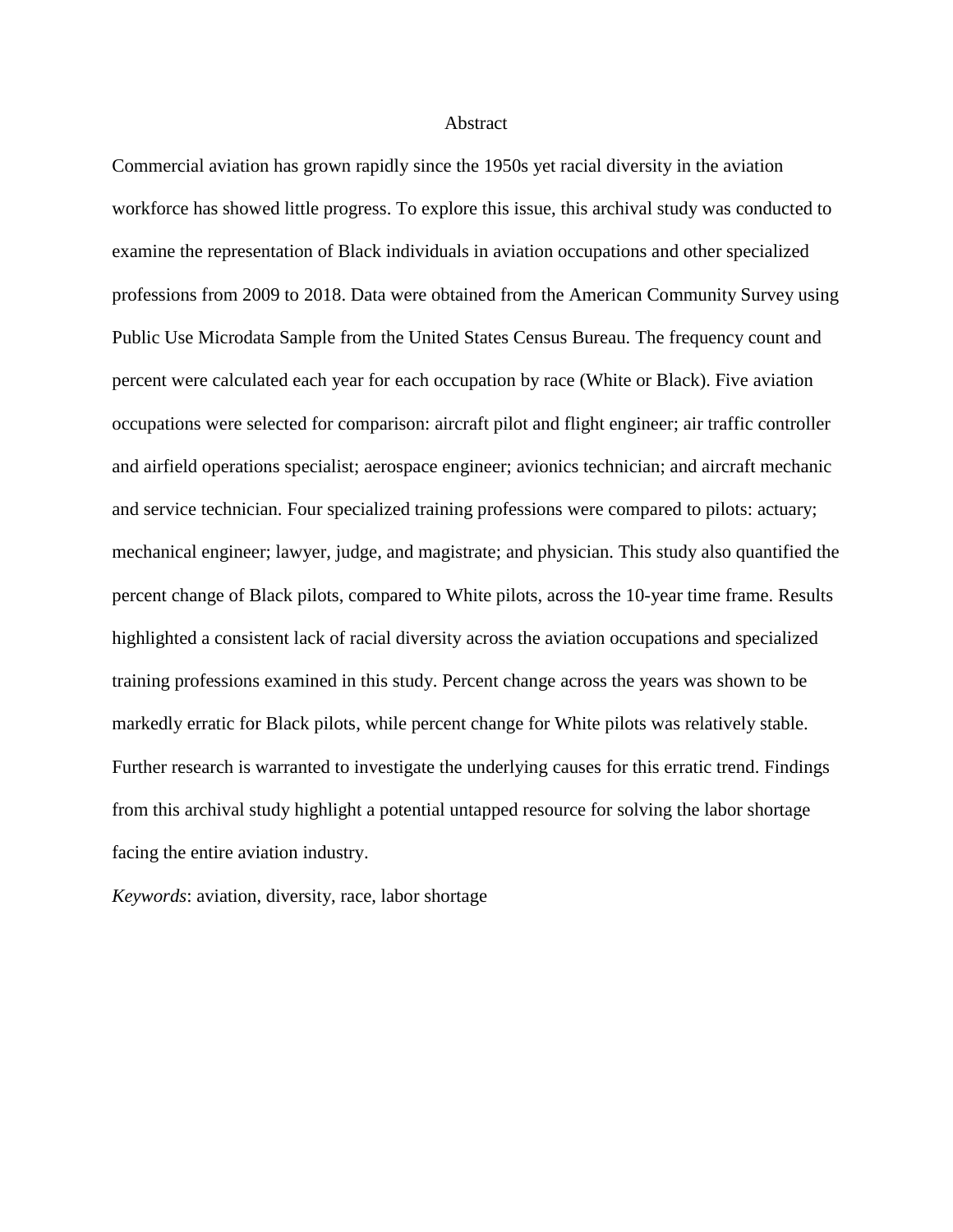# Abstract

Commercial aviation has grown rapidly since the 1950s yet racial diversity in the aviation workforce has showed little progress. To explore this issue, this archival study was conducted to examine the representation of Black individuals in aviation occupations and other specialized professions from 2009 to 2018. Data were obtained from the American Community Survey using Public Use Microdata Sample from the United States Census Bureau. The frequency count and percent were calculated each year for each occupation by race (White or Black). Five aviation occupations were selected for comparison: aircraft pilot and flight engineer; air traffic controller and airfield operations specialist; aerospace engineer; avionics technician; and aircraft mechanic and service technician. Four specialized training professions were compared to pilots: actuary; mechanical engineer; lawyer, judge, and magistrate; and physician. This study also quantified the percent change of Black pilots, compared to White pilots, across the 10-year time frame. Results highlighted a consistent lack of racial diversity across the aviation occupations and specialized training professions examined in this study. Percent change across the years was shown to be markedly erratic for Black pilots, while percent change for White pilots was relatively stable. Further research is warranted to investigate the underlying causes for this erratic trend. Findings from this archival study highlight a potential untapped resource for solving the labor shortage facing the entire aviation industry.

*Keywords*: aviation, diversity, race, labor shortage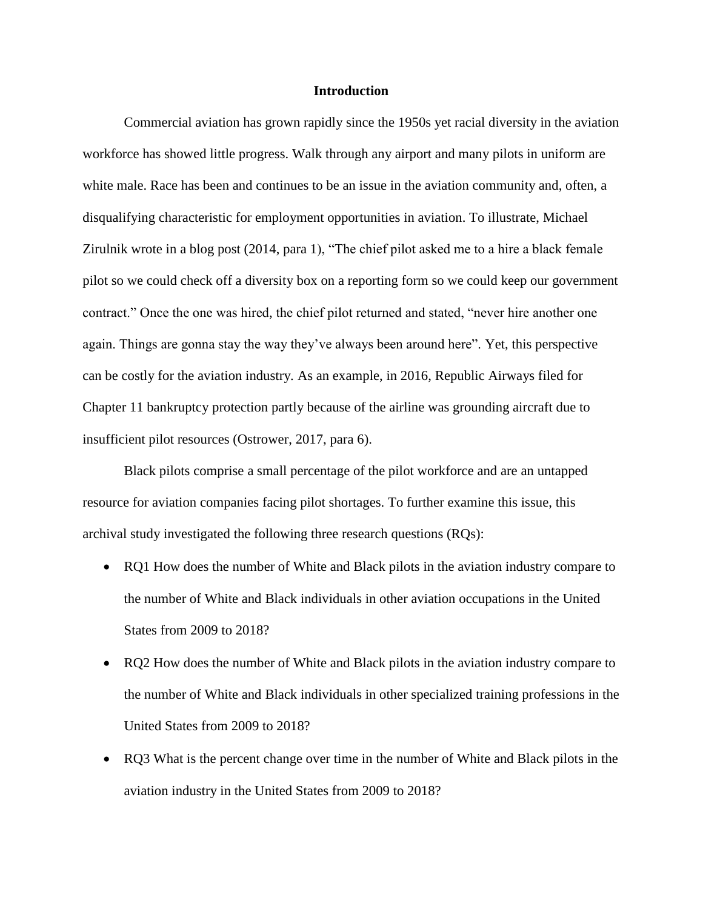## Introduction

Commercial aviation has grown rapidly since the 1950s yet racial diversity in the aviation workforce has showed little progress. Walk through any airport and many pilots in uniform are white male. Race has been and continues to be an issue in the aviation community and, often, a disqualifying characteristic for employment opportunities in aviation. To illustrate, Michael Zirulnik wrote in a blog post (2014, para 1), "The chief pilot asked me to a hire a black female pilot so we could check off a diversity box on a reporting form so we could keep our government contract." Once the one was hired, the chief pilot returned and stated, "never hire another one again. Things are gonna stay the way they've always been around here". Yet, this perspective can be costly for the aviation industry. As an example, in 2016, Republic Airways filed for Chapter 11 bankruptcy protection partly because of the airline was grounding aircraft due to insufficient pilot resources (Ostrower, 2017, para 6).

Black pilots comprise a small percentage of the pilot workforce and are an untapped resource for aviation companies facing pilot shortages. To further examine this issue, this archival study investigated the following three research questions (RQs):

- RQ1 How does the number of White and Black pilots in the aviation industry compare to the number of White and Black individuals in other aviation occupations in the United States from 2009 to 2018?
- RQ2 How does the number of White and Black pilots in the aviation industry compare to the number of White and Black individuals in other specialized training professions in the United States from 2009 to 2018?
- RQ3 What is the percent change over time in the number of White and Black pilots in the aviation industry in the United States from 2009 to 2018?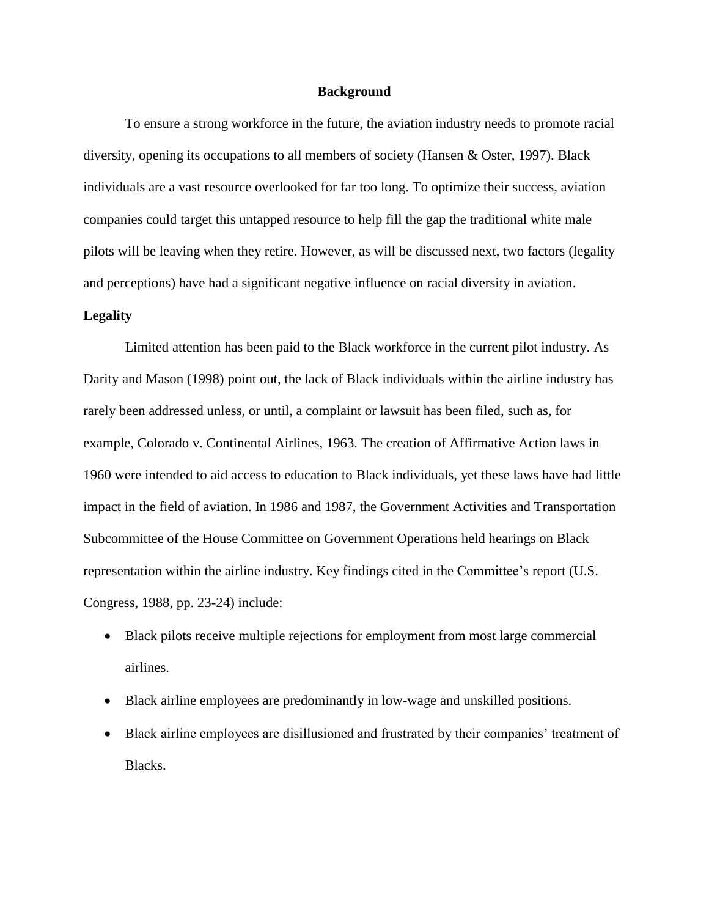## Background

To ensure a strong workforce in the future, the aviation industry needs to promote racial diversity, opening its occupations to all members of society (Hansen & Oster, 1997). Black individuals are a vast resource overlooked for far too long. To optimize their success, aviation companies could target this untapped resource to help fill the gap the traditional white male pilots will be leaving when they retire. However, as will be discussed next, two factors (legality and perceptions) have had a significant negative influence on racial diversity in aviation.

### Legality

Limited attention has been paid to the Black workforce in the current pilot industry. As Darity and Mason (1998) point out, the lack of Black individuals within the airline industry has rarely been addressed unless, or until, a complaint or lawsuit has been filed, such as, for example, Colorado v. Continental Airlines, 1963. The creation of Affirmative Action laws in 1960 were intended to aid access to education to Black individuals, yet these laws have had little impact in the field of aviation. In 1986 and 1987, the Government Activities and Transportation Subcommittee of the House Committee on Government Operations held hearings on Black representation within the airline industry. Key findings cited in the Committee's report (U.S. Congress, 1988, pp. 23-24) include:

- Black pilots receive multiple rejections for employment from most large commercial airlines.
- Black airline employees are predominantly in low-wage and unskilled positions.
- Black airline employees are disillusioned and frustrated by their companies' treatment of Blacks.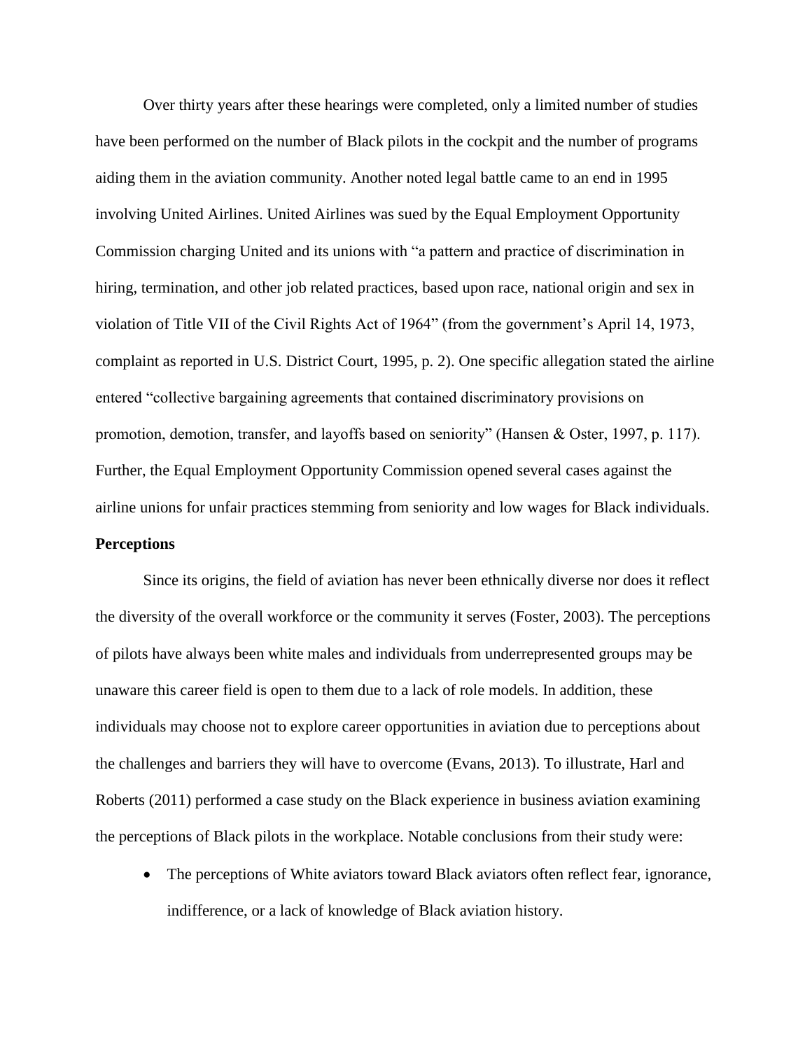Over thirty years after these hearings were completed, only a limited number of studies have been performed on the number of Black pilots in the cockpit and the number of programs aiding them in the aviation community. Another noted legal battle came to an end in 1995 involving United Airlines. United Airlines was sued by the Equal Employment Opportunity Commission charging United and its unions with "a pattern and practice of discrimination in hiring, termination, and other job related practices, based upon race, national origin and sex in violation of Title VII of the Civil Rights Act of 1964" (from the government's April 14, 1973, complaint as reported in U.S. District Court, 1995, p. 2). One specific allegation stated the airline entered "collective bargaining agreements that contained discriminatory provisions on promotion, demotion, transfer, and layoffs based on seniority" (Hansen & Oster, 1997, p. 117). Further, the Equal Employment Opportunity Commission opened several cases against the airline unions for unfair practices stemming from seniority and low wages for Black individuals.

**Perceptions**

Since its origins, the field of aviation has never been ethnically diverse nor does it reflect the diversity of the overall workforce or the community it serves (Foster, 2003). The perceptions of pilots have always been white males and individuals from underrepresented groups may be unaware this career field is open to them due to a lack of role models. In addition, these individuals may choose not to explore career opportunities in aviation due to perceptions about the challenges and barriers they will have to overcome (Evans, 2013). To illustrate, Harl and Roberts (2011) performed a case study on the Black experience in business aviation examining the perceptions of Black pilots in the workplace. Notable conclusions from their study were:

- The perceptions of White aviators toward Black aviators often reflect fear, ignorance, indifference, or a lack of knowledge of Black aviation history.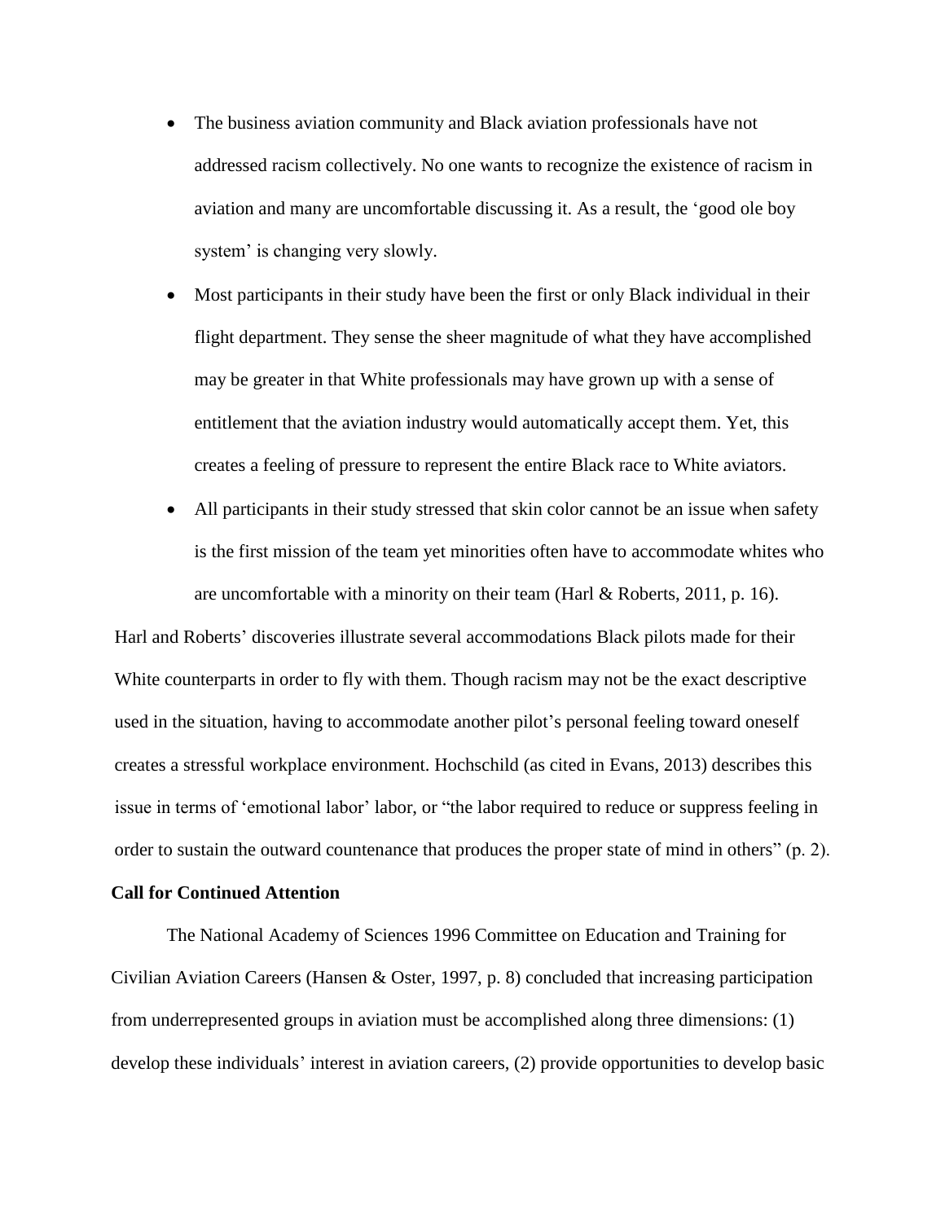- The business aviation community and Black aviation professionals have not addressed racism collectively. No one wants to recognize the existence of racism in aviation and many are uncomfortable discussing it. As a result, the 'good ole boy system' is changing very slowly.
- Most participants in their study have been the first or only Black individual in their flight department. They sense the sheer magnitude of what they have accomplished may be greater in that White professionals may have grown up with a sense of entitlement that the aviation industry would automatically accept them. Yet, this creates a feeling of pressure to represent the entire Black race to White aviators.
- All participants in their study stressed that skin color cannot be an issue when safety is the first mission of the team yet minorities often have to accommodate whites who are uncomfortable with a minority on their team (Harl & Roberts, 2011, p. 16).

Harl and Roberts' discoveries illustrate several accommodations Black pilots made for their White counterparts in order to fly with them. Though racism may not be the exact descriptive used in the situation, having to accommodate another pilot's personal feeling toward oneself creates a stressful workplace environment. Hochschild (as cited in Evans, 2013) describes this issue in terms of 'emotional labor' labor, or "the labor required to reduce or suppress feeling in order to sustain the outward countenance that produces the proper state of mind in others" (p. 2).

**Call for Continued Attention**

The National Academy of Sciences 1996 Committee on Education and Training for Civilian Aviation Careers (Hansen & Oster, 1997, p. 8) concluded that increasing participation from underrepresented groups in aviation must be accomplished along three dimensions: (1) develop these individuals' interest in aviation careers, (2) provide opportunities to develop basic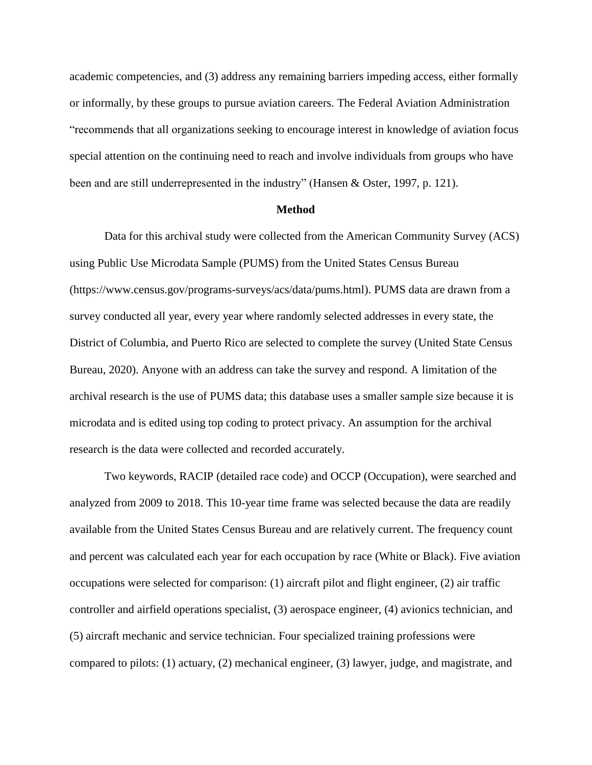academic competencies, and (3) address any remaining barriers impeding access, either formally or informally, by these groups to pursue aviation careers. The Federal Aviation Administration "recommends that all organizations seeking to encourage interest in knowledge of aviation focus special attention on the continuing need to reach and involve individuals from groups who have been and are still underrepresented in the industry" (Hansen & Oster, 1997, p. 121).

## Method

Data for this archival study were collected from the American Community Survey (ACS) using Public Use Microdata Sample (PUMS) from the United States Census Bureau (https://www.census.gov/programs-surveys/acs/data/pums.html). PUMS data are drawn from a survey conducted all year, every year where randomly selected addresses in every state, the District of Columbia, and Puerto Rico are selected to complete the survey (United State Census Bureau, 2020). Anyone with an address can take the survey and respond. A limitation of the archival research is the use of PUMS data; this database uses a smaller sample size because it is microdata and is edited using top coding to protect privacy. An assumption for the archival research is the data were collected and recorded accurately.

Two keywords, RACIP (detailed race code) and OCCP (Occupation), were searched and analyzed from 2009 to 2018. This 10-year time frame was selected because the data are readily available from the United States Census Bureau and are relatively current. The frequency count and percent was calculated each year for each occupation by race (White or Black). Five aviation occupations were selected for comparison: (1) aircraft pilot and flight engineer, (2) air traffic controller and airfield operations specialist, (3) aerospace engineer, (4) avionics technician, and (5) aircraft mechanic and service technician. Four specialized training professions were compared to pilots: (1) actuary, (2) mechanical engineer, (3) lawyer, judge, and magistrate, and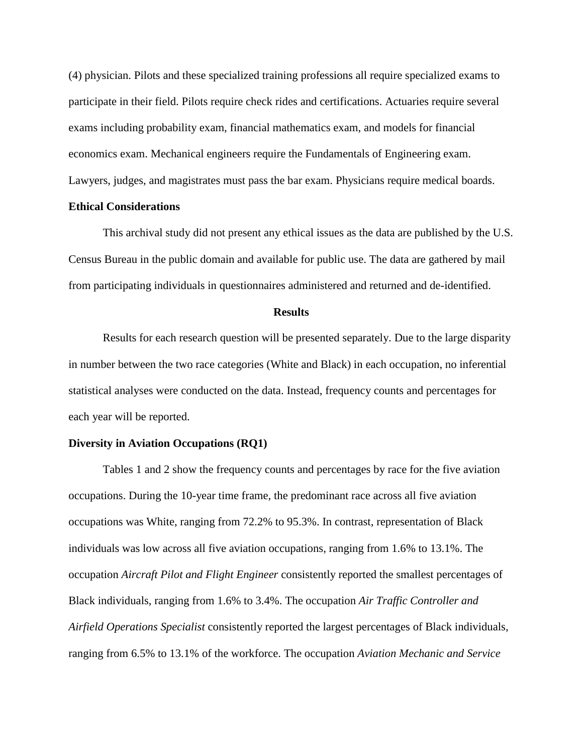(4) physician. Pilots and these specialized training professions all require specialized exams to participate in their field. Pilots require check rides and certifications. Actuaries require several exams including probability exam, financial mathematics exam, and models for financial economics exam. Mechanical engineers require the Fundamentals of Engineering exam. Lawyers, judges, and magistrates must pass the bar exam. Physicians require medical boards.

### Ethical Considerations

This archival study did not present any ethical issues as the data are published by the U.S. Census Bureau in the public domain and available for public use. The data are gathered by mail from participating individuals in questionnaires administered and returned and de-identified.

## Results

Results for each research question will be presented separately. Due to the large disparity in number between the two race categories (White and Black) in each occupation, no inferential statistical analyses were conducted on the data. Instead, frequency counts and percentages for each year will be reported.

### Diversity in Aviation Occupations (RQ1)

Tables 1 and 2 show the frequency counts and percentages by race for the five aviation occupations. During the 10-year time frame, the predominant race across all five aviation occupations was White, ranging from 72.2% to 95.3%. In contrast, representation of Black individuals was low across all five aviation occupations, ranging from 1.6% to 13.1%. The occupation *Aircraft Pilot and Flight Engineer* consistently reported the smallest percentages of Black individuals, ranging from 1.6% to 3.4%. The occupation *Air Traffic Controller and Airfield Operations Specialist* consistently reported the largest percentages of Black individuals, ranging from 6.5% to 13.1% of the workforce. The occupation *Aviation Mechanic and Service*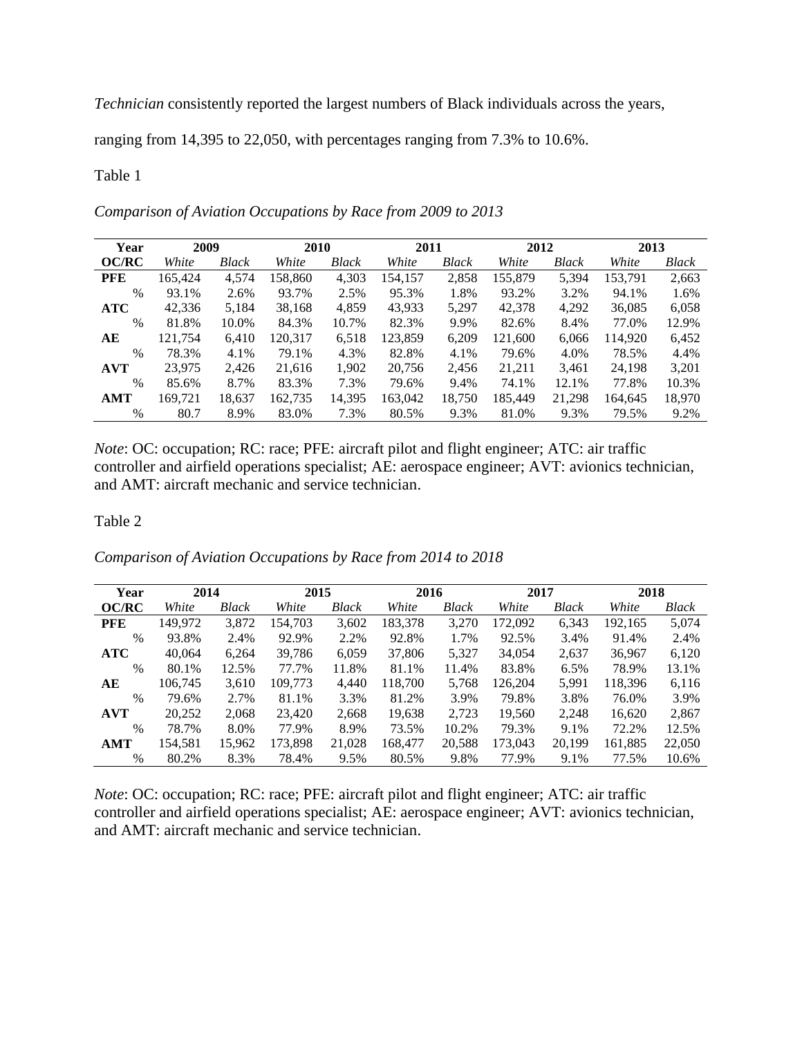*Technician* consistently reported the largest numbers of Black individuals across the years, ranging from 14,395 to 22,050, with percentages ranging from 7.3% to 10.6%.

Table 1

*Comparison of Aviation Occupations by Race from 2009 to 2013*

| **Year** | **2009** | | **2010** | | **2011** | | **2012** | | **2013** | |
|---|---|---|---|---|---|---|---|---|---|---|
| **OC/RC** | *White* | *Black* | *White* | *Black* | *White* | *Black* | *White* | *Black* | *White* | *Black* |
| **PFE** | 165,424 | 4,574 | 158,860 | 4,303 | 154,157 | 2,858 | 155,879 | 5,394 | 153,791 | 2,663 |
| % | 93.1% | 2.6% | 93.7% | 2.5% | 95.3% | 1.8% | 93.2% | 3.2% | 94.1% | 1.6% |
| **ATC** | 42,336 | 5,184 | 38,168 | 4,859 | 43,933 | 5,297 | 42,378 | 4,292 | 36,085 | 6,058 |
| % | 81.8% | 10.0% | 84.3% | 10.7% | 82.3% | 9.9% | 82.6% | 8.4% | 77.0% | 12.9% |
| **AE** | 121,754 | 6,410 | 120,317 | 6,518 | 123,859 | 6,209 | 121,600 | 6,066 | 114,920 | 6,452 |
| % | 78.3% | 4.1% | 79.1% | 4.3% | 82.8% | 4.1% | 79.6% | 4.0% | 78.5% | 4.4% |
| **AVT** | 23,975 | 2,426 | 21,616 | 1,902 | 20,756 | 2,456 | 21,211 | 3,461 | 24,198 | 3,201 |
| % | 85.6% | 8.7% | 83.3% | 7.3% | 79.6% | 9.4% | 74.1% | 12.1% | 77.8% | 10.3% |
| **AMT** | 169,721 | 18,637 | 162,735 | 14,395 | 163,042 | 18,750 | 185,449 | 21,298 | 164,645 | 18,970 |
| % | 80.7 | 8.9% | 83.0% | 7.3% | 80.5% | 9.3% | 81.0% | 9.3% | 79.5% | 9.2% |

*Note*: OC: occupation; RC: race; PFE: aircraft pilot and flight engineer; ATC: air traffic controller and airfield operations specialist; AE: aerospace engineer; AVT: avionics technician, and AMT: aircraft mechanic and service technician.

Table 2

*Comparison of Aviation Occupations by Race from 2014 to 2018*

| **Year** | **2014** | | **2015** | | **2016** | | **2017** | | **2018** | |
|---|---|---|---|---|---|---|---|---|---|---|
| **OC/RC** | *White* | *Black* | *White* | *Black* | *White* | *Black* | *White* | *Black* | *White* | *Black* |
| **PFE** | 149,972 | 3,872 | 154,703 | 3,602 | 183,378 | 3,270 | 172,092 | 6,343 | 192,165 | 5,074 |
| % | 93.8% | 2.4% | 92.9% | 2.2% | 92.8% | 1.7% | 92.5% | 3.4% | 91.4% | 2.4% |
| **ATC** | 40,064 | 6,264 | 39,786 | 6,059 | 37,806 | 5,327 | 34,054 | 2,637 | 36,967 | 6,120 |
| % | 80.1% | 12.5% | 77.7% | 11.8% | 81.1% | 11.4% | 83.8% | 6.5% | 78.9% | 13.1% |
| **AE** | 106,745 | 3,610 | 109,773 | 4,440 | 118,700 | 5,768 | 126,204 | 5,991 | 118,396 | 6,116 |
| % | 79.6% | 2.7% | 81.1% | 3.3% | 81.2% | 3.9% | 79.8% | 3.8% | 76.0% | 3.9% |
| **AVT** | 20,252 | 2,068 | 23,420 | 2,668 | 19,638 | 2,723 | 19,560 | 2,248 | 16,620 | 2,867 |
| % | 78.7% | 8.0% | 77.9% | 8.9% | 73.5% | 10.2% | 79.3% | 9.1% | 72.2% | 12.5% |
| **AMT** | 154,581 | 15,962 | 173,898 | 21,028 | 168,477 | 20,588 | 173,043 | 20,199 | 161,885 | 22,050 |
| % | 80.2% | 8.3% | 78.4% | 9.5% | 80.5% | 9.8% | 77.9% | 9.1% | 77.5% | 10.6% |

*Note*: OC: occupation; RC: race; PFE: aircraft pilot and flight engineer; ATC: air traffic controller and airfield operations specialist; AE: aerospace engineer; AVT: avionics technician, and AMT: aircraft mechanic and service technician.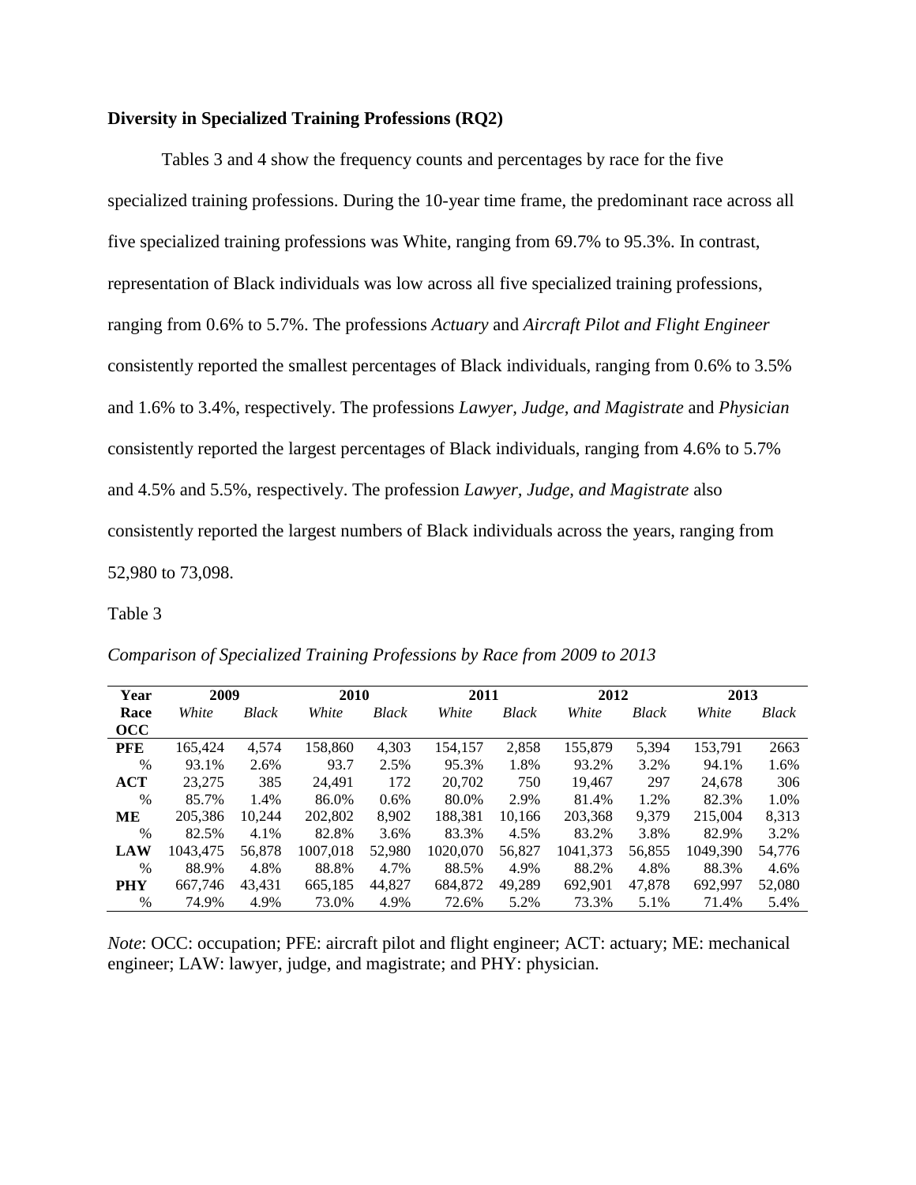**Diversity in Specialized Training Professions (RQ2)**

Tables 3 and 4 show the frequency counts and percentages by race for the five specialized training professions. During the 10-year time frame, the predominant race across all five specialized training professions was White, ranging from 69.7% to 95.3%. In contrast, representation of Black individuals was low across all five specialized training professions, ranging from 0.6% to 5.7%. The professions *Actuary* and *Aircraft Pilot and Flight Engineer* consistently reported the smallest percentages of Black individuals, ranging from 0.6% to 3.5% and 1.6% to 3.4%, respectively. The professions *Lawyer, Judge, and Magistrate* and *Physician* consistently reported the largest percentages of Black individuals, ranging from 4.6% to 5.7% and 4.5% and 5.5%, respectively. The profession *Lawyer, Judge, and Magistrate* also consistently reported the largest numbers of Black individuals across the years, ranging from 52,980 to 73,098.

Table 3

*Comparison of Specialized Training Professions by Race from 2009 to 2013*

| Year | 2009 | | 2010 | | 2011 | | 2012 | | 2013 | |
|---|---|---|---|---|---|---|---|---|---|---|
| Race | *White* | *Black* | *White* | *Black* | *White* | *Black* | *White* | *Black* | *White* | *Black* |
| **OCC** | | | | | | | | | | |
| **PFE** | 165,424 | 4,574 | 158,860 | 4,303 | 154,157 | 2,858 | 155,879 | 5,394 | 153,791 | 2663 |
| % | 93.1% | 2.6% | 93.7 | 2.5% | 95.3% | 1.8% | 93.2% | 3.2% | 94.1% | 1.6% |
| **ACT** | 23,275 | 385 | 24,491 | 172 | 20,702 | 750 | 19,467 | 297 | 24,678 | 306 |
| % | 85.7% | 1.4% | 86.0% | 0.6% | 80.0% | 2.9% | 81.4% | 1.2% | 82.3% | 1.0% |
| **ME** | 205,386 | 10,244 | 202,802 | 8,902 | 188,381 | 10,166 | 203,368 | 9,379 | 215,004 | 8,313 |
| % | 82.5% | 4.1% | 82.8% | 3.6% | 83.3% | 4.5% | 83.2% | 3.8% | 82.9% | 3.2% |
| **LAW** | 1043,475 | 56,878 | 1007,018 | 52,980 | 1020,070 | 56,827 | 1041,373 | 56,855 | 1049,390 | 54,776 |
| % | 88.9% | 4.8% | 88.8% | 4.7% | 88.5% | 4.9% | 88.2% | 4.8% | 88.3% | 4.6% |
| **PHY** | 667,746 | 43,431 | 665,185 | 44,827 | 684,872 | 49,289 | 692,901 | 47,878 | 692,997 | 52,080 |
| % | 74.9% | 4.9% | 73.0% | 4.9% | 72.6% | 5.2% | 73.3% | 5.1% | 71.4% | 5.4% |

*Note*: OCC: occupation; PFE: aircraft pilot and flight engineer; ACT: actuary; ME: mechanical engineer; LAW: lawyer, judge, and magistrate; and PHY: physician.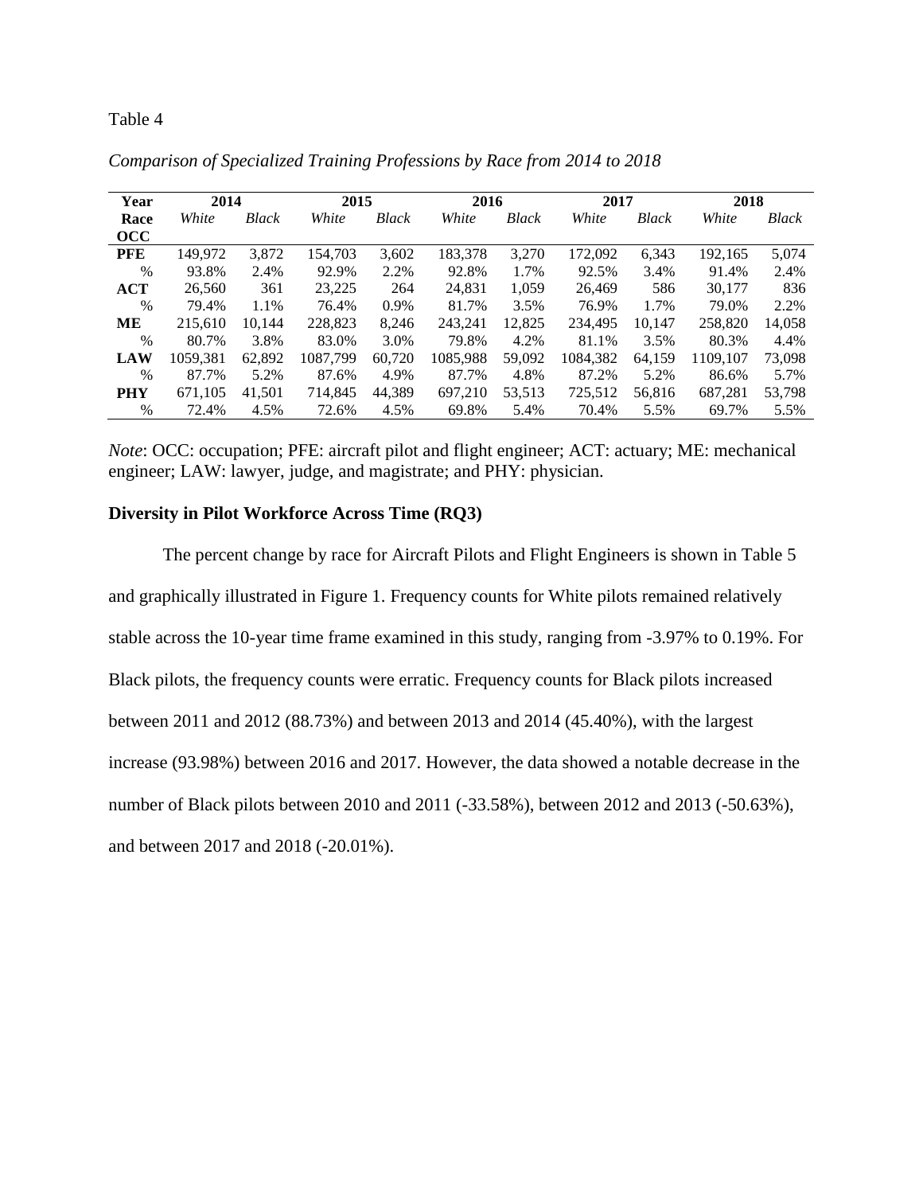Table 4

*Comparison of Specialized Training Professions by Race from 2014 to 2018*

| Year | 2014 | | 2015 | | 2016 | | 2017 | | 2018 | |
|---|---|---|---|---|---|---|---|---|---|---|
| Race | *White* | *Black* | *White* | *Black* | *White* | *Black* | *White* | *Black* | *White* | *Black* |
| **OCC** | | | | | | | | | | |
| **PFE** | 149,972 | 3,872 | 154,703 | 3,602 | 183,378 | 3,270 | 172,092 | 6,343 | 192,165 | 5,074 |
| % | 93.8% | 2.4% | 92.9% | 2.2% | 92.8% | 1.7% | 92.5% | 3.4% | 91.4% | 2.4% |
| **ACT** | 26,560 | 361 | 23,225 | 264 | 24,831 | 1,059 | 26,469 | 586 | 30,177 | 836 |
| % | 79.4% | 1.1% | 76.4% | 0.9% | 81.7% | 3.5% | 76.9% | 1.7% | 79.0% | 2.2% |
| **ME** | 215,610 | 10,144 | 228,823 | 8,246 | 243,241 | 12,825 | 234,495 | 10,147 | 258,820 | 14,058 |
| % | 80.7% | 3.8% | 83.0% | 3.0% | 79.8% | 4.2% | 81.1% | 3.5% | 80.3% | 4.4% |
| **LAW** | 1059,381 | 62,892 | 1087,799 | 60,720 | 1085,988 | 59,092 | 1084,382 | 64,159 | 1109,107 | 73,098 |
| % | 87.7% | 5.2% | 87.6% | 4.9% | 87.7% | 4.8% | 87.2% | 5.2% | 86.6% | 5.7% |
| **PHY** | 671,105 | 41,501 | 714,845 | 44,389 | 697,210 | 53,513 | 725,512 | 56,816 | 687,281 | 53,798 |
| % | 72.4% | 4.5% | 72.6% | 4.5% | 69.8% | 5.4% | 70.4% | 5.5% | 69.7% | 5.5% |

*Note*: OCC: occupation; PFE: aircraft pilot and flight engineer; ACT: actuary; ME: mechanical engineer; LAW: lawyer, judge, and magistrate; and PHY: physician.

### Diversity in Pilot Workforce Across Time (RQ3)

The percent change by race for Aircraft Pilots and Flight Engineers is shown in Table 5 and graphically illustrated in Figure 1. Frequency counts for White pilots remained relatively stable across the 10-year time frame examined in this study, ranging from -3.97% to 0.19%. For Black pilots, the frequency counts were erratic. Frequency counts for Black pilots increased between 2011 and 2012 (88.73%) and between 2013 and 2014 (45.40%), with the largest increase (93.98%) between 2016 and 2017. However, the data showed a notable decrease in the number of Black pilots between 2010 and 2011 (-33.58%), between 2012 and 2013 (-50.63%), and between 2017 and 2018 (-20.01%).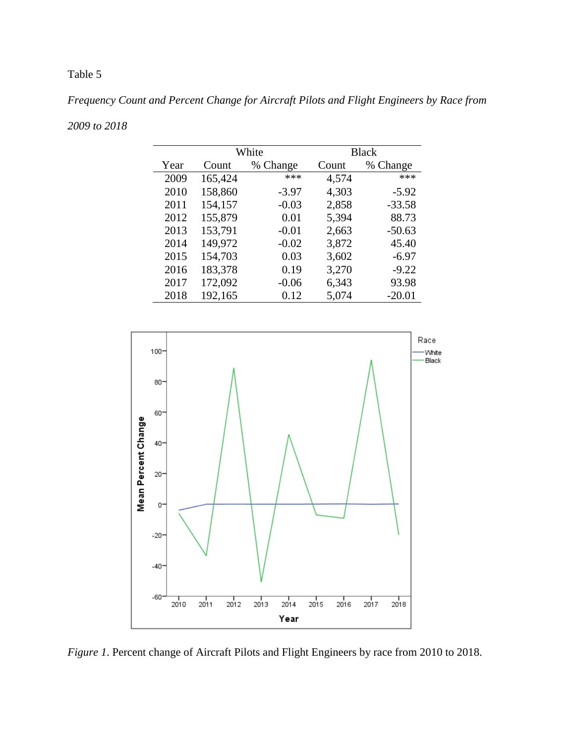Table 5

*Frequency Count and Percent Change for Aircraft Pilots and Flight Engineers by Race from 2009 to 2018*

| | White | | Black | |
|---|---|---|---|---|
| Year | Count | % Change | Count | % Change |
| 2009 | 165,424 | *** | 4,574 | *** |
| 2010 | 158,860 | -3.97 | 4,303 | -5.92 |
| 2011 | 154,157 | -0.03 | 2,858 | -33.58 |
| 2012 | 155,879 | 0.01 | 5,394 | 88.73 |
| 2013 | 153,791 | -0.01 | 2,663 | -50.63 |
| 2014 | 149,972 | -0.02 | 3,872 | 45.40 |
| 2015 | 154,703 | 0.03 | 3,602 | -6.97 |
| 2016 | 183,378 | 0.19 | 3,270 | -9.22 |
| 2017 | 172,092 | -0.06 | 6,343 | 93.98 |
| 2018 | 192,165 | 0.12 | 5,074 | -20.01 |

*Figure 1*. Percent change of Aircraft Pilots and Flight Engineers by race from 2010 to 2018.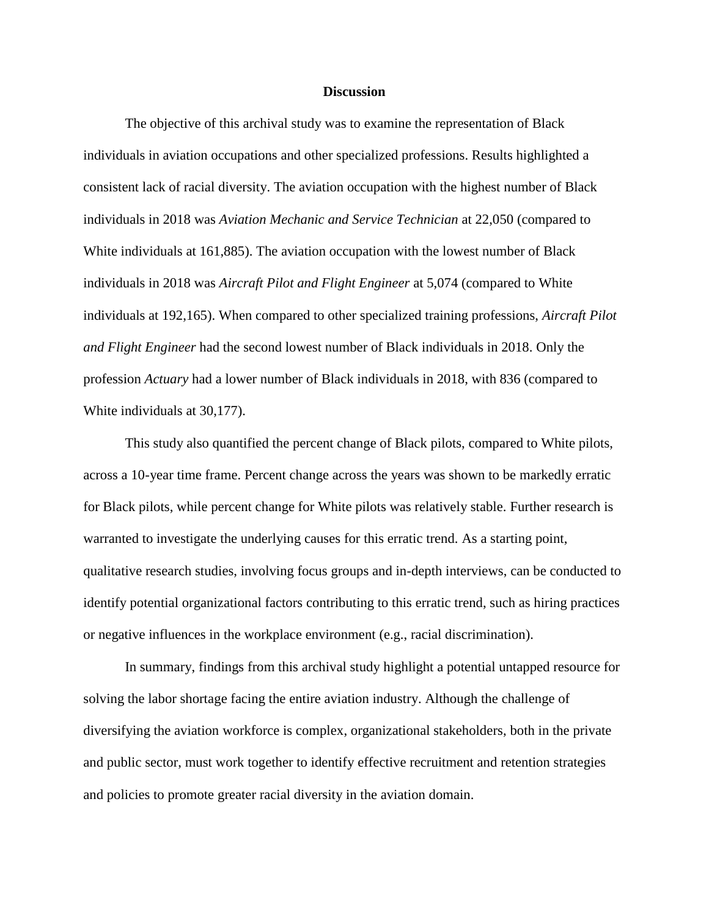## Discussion

The objective of this archival study was to examine the representation of Black individuals in aviation occupations and other specialized professions. Results highlighted a consistent lack of racial diversity. The aviation occupation with the highest number of Black individuals in 2018 was *Aviation Mechanic and Service Technician* at 22,050 (compared to White individuals at 161,885). The aviation occupation with the lowest number of Black individuals in 2018 was *Aircraft Pilot and Flight Engineer* at 5,074 (compared to White individuals at 192,165). When compared to other specialized training professions, *Aircraft Pilot and Flight Engineer* had the second lowest number of Black individuals in 2018. Only the profession *Actuary* had a lower number of Black individuals in 2018, with 836 (compared to White individuals at 30,177).

This study also quantified the percent change of Black pilots, compared to White pilots, across a 10-year time frame. Percent change across the years was shown to be markedly erratic for Black pilots, while percent change for White pilots was relatively stable. Further research is warranted to investigate the underlying causes for this erratic trend. As a starting point, qualitative research studies, involving focus groups and in-depth interviews, can be conducted to identify potential organizational factors contributing to this erratic trend, such as hiring practices or negative influences in the workplace environment (e.g., racial discrimination).

In summary, findings from this archival study highlight a potential untapped resource for solving the labor shortage facing the entire aviation industry. Although the challenge of diversifying the aviation workforce is complex, organizational stakeholders, both in the private and public sector, must work together to identify effective recruitment and retention strategies and policies to promote greater racial diversity in the aviation domain.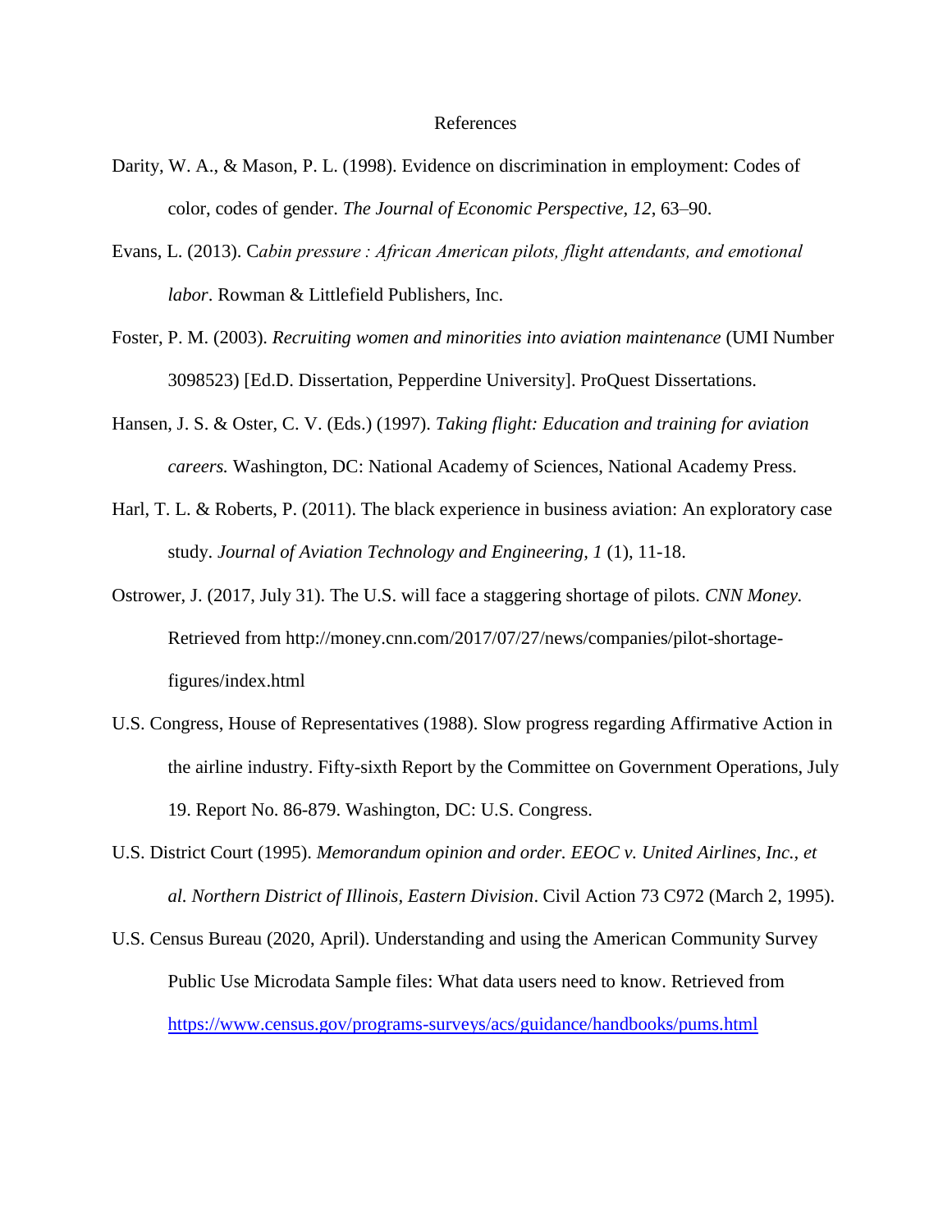# References

Darity, W. A., & Mason, P. L. (1998). Evidence on discrimination in employment: Codes of color, codes of gender. *The Journal of Economic Perspective*, *12*, 63–90.

Evans, L. (2013). C*abin pressure : African American pilots, flight attendants, and emotional labor*. Rowman & Littlefield Publishers, Inc.

Foster, P. M. (2003). *Recruiting women and minorities into aviation maintenance* (UMI Number 3098523) [Ed.D. Dissertation, Pepperdine University]. ProQuest Dissertations.

Hansen, J. S. & Oster, C. V. (Eds.) (1997). *Taking flight: Education and training for aviation careers.* Washington, DC: National Academy of Sciences, National Academy Press.

Harl, T. L. & Roberts, P. (2011). The black experience in business aviation: An exploratory case study. *Journal of Aviation Technology and Engineering, 1* (1), 11-18.

Ostrower, J. (2017, July 31). The U.S. will face a staggering shortage of pilots. *CNN Money.* Retrieved from http://money.cnn.com/2017/07/27/news/companies/pilot-shortage-figures/index.html

U.S. Congress, House of Representatives (1988). Slow progress regarding Affirmative Action in the airline industry. Fifty-sixth Report by the Committee on Government Operations, July 19. Report No. 86-879. Washington, DC: U.S. Congress.

U.S. District Court (1995). *Memorandum opinion and order. EEOC v. United Airlines, Inc., et al. Northern District of Illinois, Eastern Division*. Civil Action 73 C972 (March 2, 1995).

U.S. Census Bureau (2020, April). Understanding and using the American Community Survey Public Use Microdata Sample files: What data users need to know. Retrieved from https://www.census.gov/programs-surveys/acs/guidance/handbooks/pums.html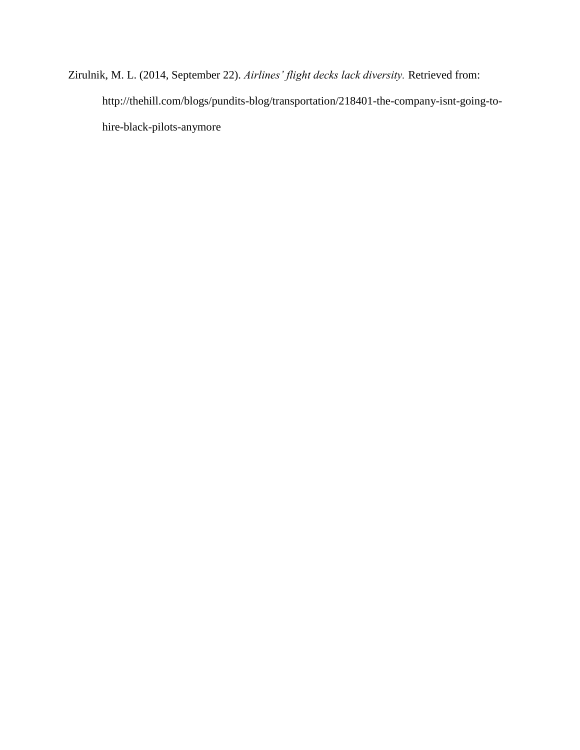Zirulnik, M. L. (2014, September 22). *Airlines' flight decks lack diversity.* Retrieved from: http://thehill.com/blogs/pundits-blog/transportation/218401-the-company-isnt-going-to-hire-black-pilots-anymore